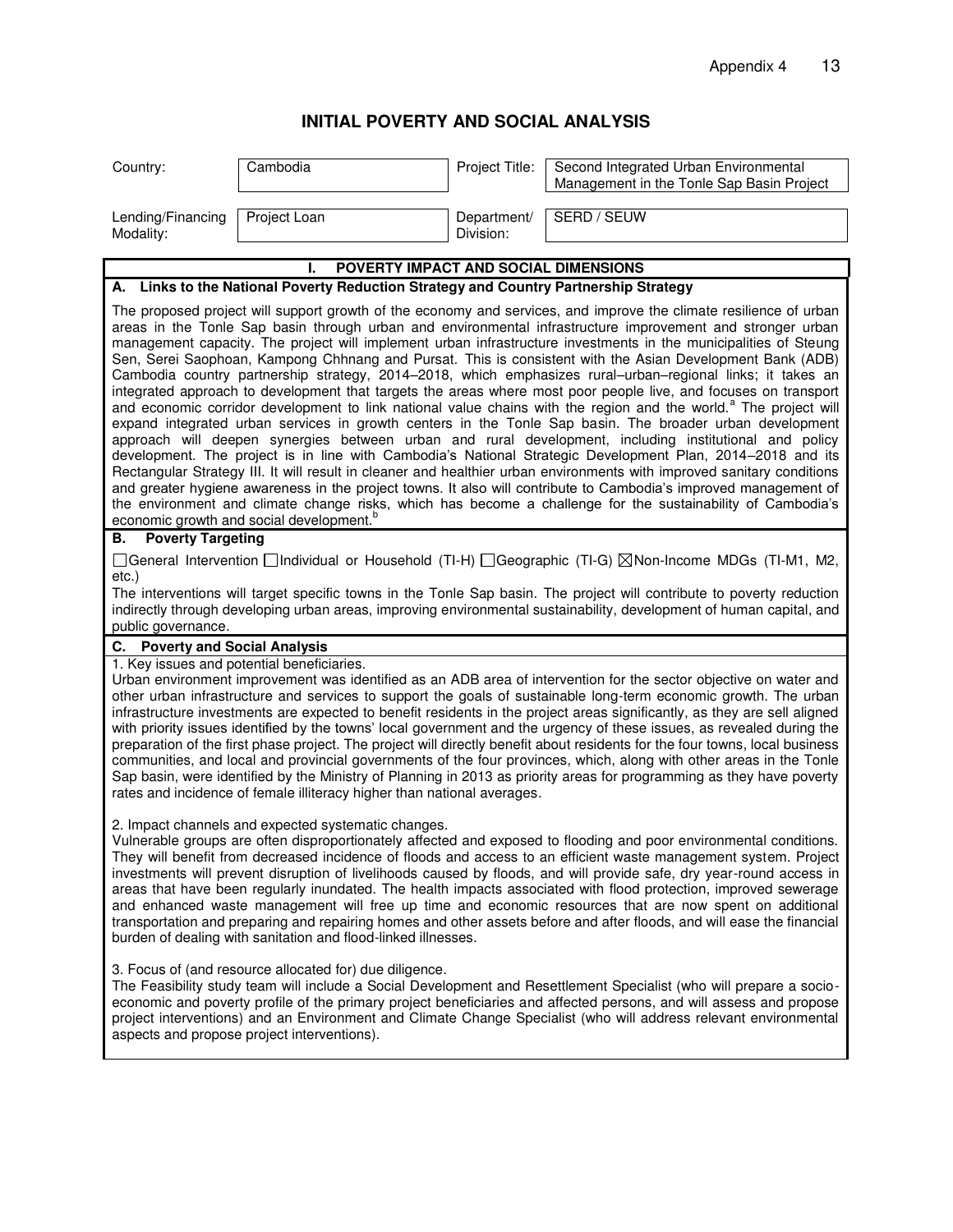# INITIAL POVERTY AND SOCIAL ANALYSIS

| Country: | Cambodia | Project Title: | Second Integrated Urban Environmental Management in the Tonle Sap Basin Project |
|---|---|---|---|
| Lending/Financing Modality: | Project Loan | Department/ Division: | SERD / SEUW |

## I. POVERTY IMPACT AND SOCIAL DIMENSIONS

### A. Links to the National Poverty Reduction Strategy and Country Partnership Strategy

The proposed project will support growth of the economy and services, and improve the climate resilience of urban areas in the Tonle Sap basin through urban and environmental infrastructure improvement and stronger urban management capacity. The project will implement urban infrastructure investments in the municipalities of Steung Sen, Serei Saophoan, Kampong Chhnang and Pursat. This is consistent with the Asian Development Bank (ADB) Cambodia country partnership strategy, 2014–2018, which emphasizes rural–urban–regional links; it takes an integrated approach to development that targets the areas where most poor people live, and focuses on transport and economic corridor development to link national value chains with the region and the world.[a] The project will expand integrated urban services in growth centers in the Tonle Sap basin. The broader urban development approach will deepen synergies between urban and rural development, including institutional and policy development. The project is in line with Cambodia's National Strategic Development Plan, 2014–2018 and its Rectangular Strategy III. It will result in cleaner and healthier urban environments with improved sanitary conditions and greater hygiene awareness in the project towns. It also will contribute to Cambodia's improved management of the environment and climate change risks, which has become a challenge for the sustainability of Cambodia's economic growth and social development.[b]

### B. Poverty Targeting

☐General Intervention ☐Individual or Household (TI-H) ☐Geographic (TI-G) ☒Non-Income MDGs (TI-M1, M2, etc.)

The interventions will target specific towns in the Tonle Sap basin. The project will contribute to poverty reduction indirectly through developing urban areas, improving environmental sustainability, development of human capital, and public governance.

### C. Poverty and Social Analysis

1. Key issues and potential beneficiaries.
Urban environment improvement was identified as an ADB area of intervention for the sector objective on water and other urban infrastructure and services to support the goals of sustainable long-term economic growth. The urban infrastructure investments are expected to benefit residents in the project areas significantly, as they are sell aligned with priority issues identified by the towns' local government and the urgency of these issues, as revealed during the preparation of the first phase project. The project will directly benefit about residents for the four towns, local business communities, and local and provincial governments of the four provinces, which, along with other areas in the Tonle Sap basin, were identified by the Ministry of Planning in 2013 as priority areas for programming as they have poverty rates and incidence of female illiteracy higher than national averages.

2. Impact channels and expected systematic changes.
Vulnerable groups are often disproportionately affected and exposed to flooding and poor environmental conditions. They will benefit from decreased incidence of floods and access to an efficient waste management system. Project investments will prevent disruption of livelihoods caused by floods, and will provide safe, dry year-round access in areas that have been regularly inundated. The health impacts associated with flood protection, improved sewerage and enhanced waste management will free up time and economic resources that are now spent on additional transportation and preparing and repairing homes and other assets before and after floods, and will ease the financial burden of dealing with sanitation and flood-linked illnesses.

3. Focus of (and resource allocated for) due diligence.
The Feasibility study team will include a Social Development and Resettlement Specialist (who will prepare a socio-economic and poverty profile of the primary project beneficiaries and affected persons, and will assess and propose project interventions) and an Environment and Climate Change Specialist (who will address relevant environmental aspects and propose project interventions).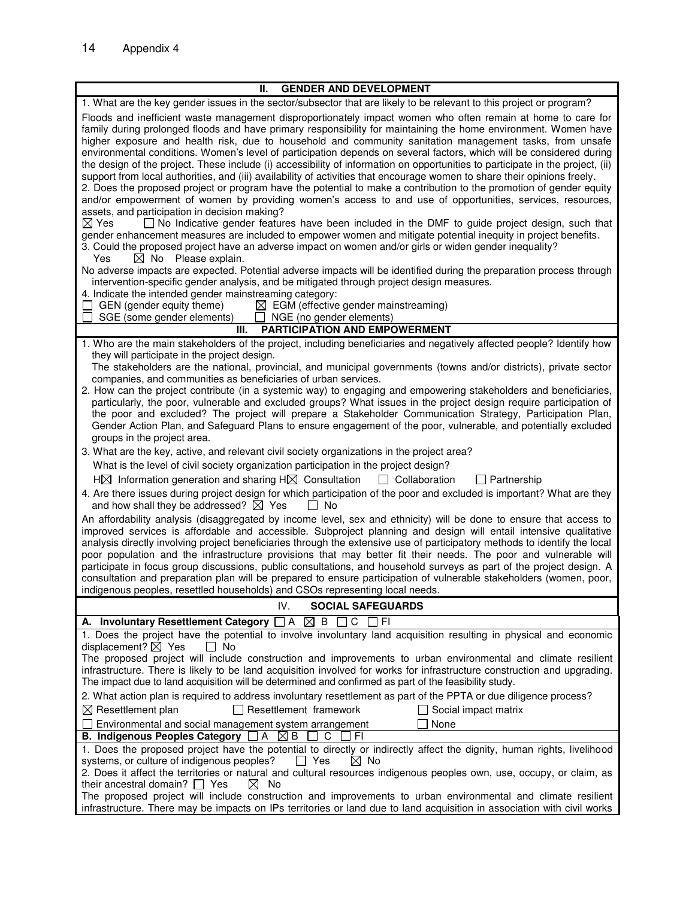## II. GENDER AND DEVELOPMENT

1. What are the key gender issues in the sector/subsector that are likely to be relevant to this project or program?

Floods and inefficient waste management disproportionately impact women who often remain at home to care for family during prolonged floods and have primary responsibility for maintaining the home environment. Women have higher exposure and health risk, due to household and community sanitation management tasks, from unsafe environmental conditions. Women's level of participation depends on several factors, which will be considered during the design of the project. These include (i) accessibility of information on opportunities to participate in the project, (ii) support from local authorities, and (iii) availability of activities that encourage women to share their opinions freely.

2. Does the proposed project or program have the potential to make a contribution to the promotion of gender equity and/or empowerment of women by providing women's access to and use of opportunities, services, resources, assets, and participation in decision making?

☒ Yes ☐ No Indicative gender features have been included in the DMF to guide project design, such that gender enhancement measures are included to empower women and mitigate potential inequity in project benefits.

3. Could the proposed project have an adverse impact on women and/or girls or widen gender inequality?

Yes ☒ No Please explain.

No adverse impacts are expected. Potential adverse impacts will be identified during the preparation process through intervention-specific gender analysis, and be mitigated through project design measures.

4. Indicate the intended gender mainstreaming category:

☐ GEN (gender equity theme) ☒ EGM (effective gender mainstreaming)
☐ SGE (some gender elements) ☐ NGE (no gender elements)

## III. PARTICIPATION AND EMPOWERMENT

1. Who are the main stakeholders of the project, including beneficiaries and negatively affected people? Identify how they will participate in the project design.
   The stakeholders are the national, provincial, and municipal governments (towns and/or districts), private sector companies, and communities as beneficiaries of urban services.
2. How can the project contribute (in a systemic way) to engaging and empowering stakeholders and beneficiaries, particularly, the poor, vulnerable and excluded groups? What issues in the project design require participation of the poor and excluded? The project will prepare a Stakeholder Communication Strategy, Participation Plan, Gender Action Plan, and Safeguard Plans to ensure engagement of the poor, vulnerable, and potentially excluded groups in the project area.
3. What are the key, active, and relevant civil society organizations in the project area?
   What is the level of civil society organization participation in the project design?
   H☒ Information generation and sharing H☒ Consultation ☐ Collaboration ☐ Partnership
4. Are there issues during project design for which participation of the poor and excluded is important? What are they and how shall they be addressed? ☒ Yes ☐ No

An affordability analysis (disaggregated by income level, sex and ethnicity) will be done to ensure that access to improved services is affordable and accessible. Subproject planning and design will entail intensive qualitative analysis directly involving project beneficiaries through the extensive use of participatory methods to identify the local poor population and the infrastructure provisions that may better fit their needs. The poor and vulnerable will participate in focus group discussions, public consultations, and household surveys as part of the project design. A consultation and preparation plan will be prepared to ensure participation of vulnerable stakeholders (women, poor, indigenous peoples, resettled households) and CSOs representing local needs.

## IV. SOCIAL SAFEGUARDS

**A. Involuntary Resettlement Category** ☐ A ☒ B ☐ C ☐ FI

1. Does the project have the potential to involve involuntary land acquisition resulting in physical and economic displacement? ☒ Yes ☐ No

The proposed project will include construction and improvements to urban environmental and climate resilient infrastructure. There is likely to be land acquisition involved for works for infrastructure construction and upgrading. The impact due to land acquisition will be determined and confirmed as part of the feasibility study.

2. What action plan is required to address involuntary resettlement as part of the PPTA or due diligence process?

☒ Resettlement plan ☐ Resettlement framework ☐ Social impact matrix
☐ Environmental and social management system arrangement ☐ None

**B. Indigenous Peoples Category** ☐ A ☒ B ☐ C ☐ FI

1. Does the proposed project have the potential to directly or indirectly affect the dignity, human rights, livelihood systems, or culture of indigenous peoples? ☐ Yes ☒ No
2. Does it affect the territories or natural and cultural resources indigenous peoples own, use, occupy, or claim, as their ancestral domain? ☐ Yes ☒ No

The proposed project will include construction and improvements to urban environmental and climate resilient infrastructure. There may be impacts on IPs territories or land due to land acquisition in association with civil works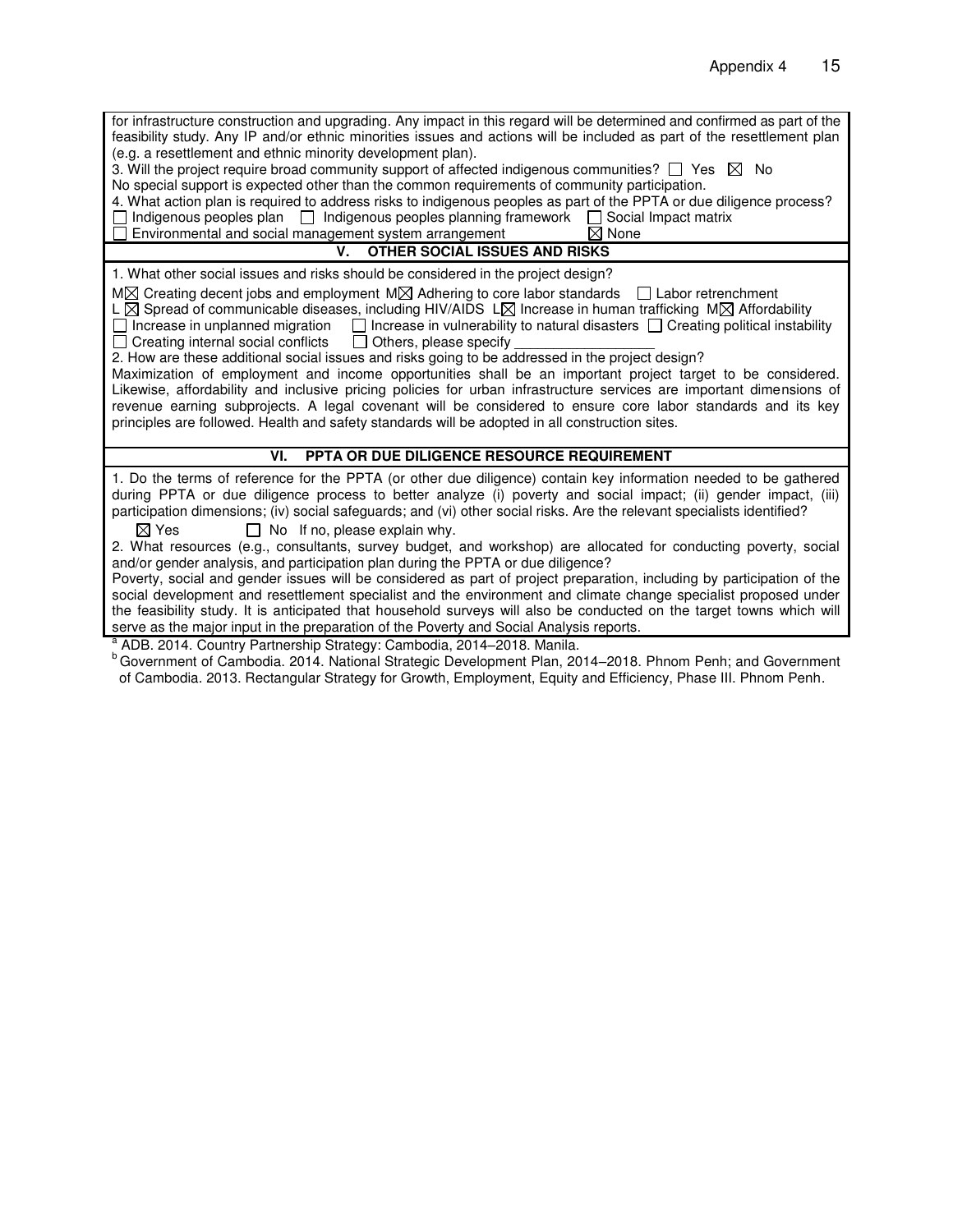for infrastructure construction and upgrading. Any impact in this regard will be determined and confirmed as part of the feasibility study. Any IP and/or ethnic minorities issues and actions will be included as part of the resettlement plan (e.g. a resettlement and ethnic minority development plan).

3. Will the project require broad community support of affected indigenous communities? ☐ Yes ☒ No

No special support is expected other than the common requirements of community participation.

4. What action plan is required to address risks to indigenous peoples as part of the PPTA or due diligence process?

☐ Indigenous peoples plan ☐ Indigenous peoples planning framework ☐ Social Impact matrix
☐ Environmental and social management system arrangement ☒ None

## V. OTHER SOCIAL ISSUES AND RISKS

1. What other social issues and risks should be considered in the project design?

M☒ Creating decent jobs and employment M☒ Adhering to core labor standards ☐ Labor retrenchment
L ☒ Spread of communicable diseases, including HIV/AIDS L☒ Increase in human trafficking M☒ Affordability
☐ Increase in unplanned migration ☐ Increase in vulnerability to natural disasters ☐ Creating political instability
☐ Creating internal social conflicts ☐ Others, please specify _______________

2. How are these additional social issues and risks going to be addressed in the project design?

Maximization of employment and income opportunities shall be an important project target to be considered. Likewise, affordability and inclusive pricing policies for urban infrastructure services are important dimensions of revenue earning subprojects. A legal covenant will be considered to ensure core labor standards and its key principles are followed. Health and safety standards will be adopted in all construction sites.

## VI. PPTA OR DUE DILIGENCE RESOURCE REQUIREMENT

1. Do the terms of reference for the PPTA (or other due diligence) contain key information needed to be gathered during PPTA or due diligence process to better analyze (i) poverty and social impact; (ii) gender impact, (iii) participation dimensions; (iv) social safeguards; and (vi) other social risks. Are the relevant specialists identified?

☒ Yes ☐ No If no, please explain why.

2. What resources (e.g., consultants, survey budget, and workshop) are allocated for conducting poverty, social and/or gender analysis, and participation plan during the PPTA or due diligence?

Poverty, social and gender issues will be considered as part of project preparation, including by participation of the social development and resettlement specialist and the environment and climate change specialist proposed under the feasibility study. It is anticipated that household surveys will also be conducted on the target towns which will serve as the major input in the preparation of the Poverty and Social Analysis reports.

[a] ADB. 2014. Country Partnership Strategy: Cambodia, 2014–2018. Manila.

[b] Government of Cambodia. 2014. National Strategic Development Plan, 2014–2018. Phnom Penh; and Government of Cambodia. 2013. Rectangular Strategy for Growth, Employment, Equity and Efficiency, Phase III. Phnom Penh.